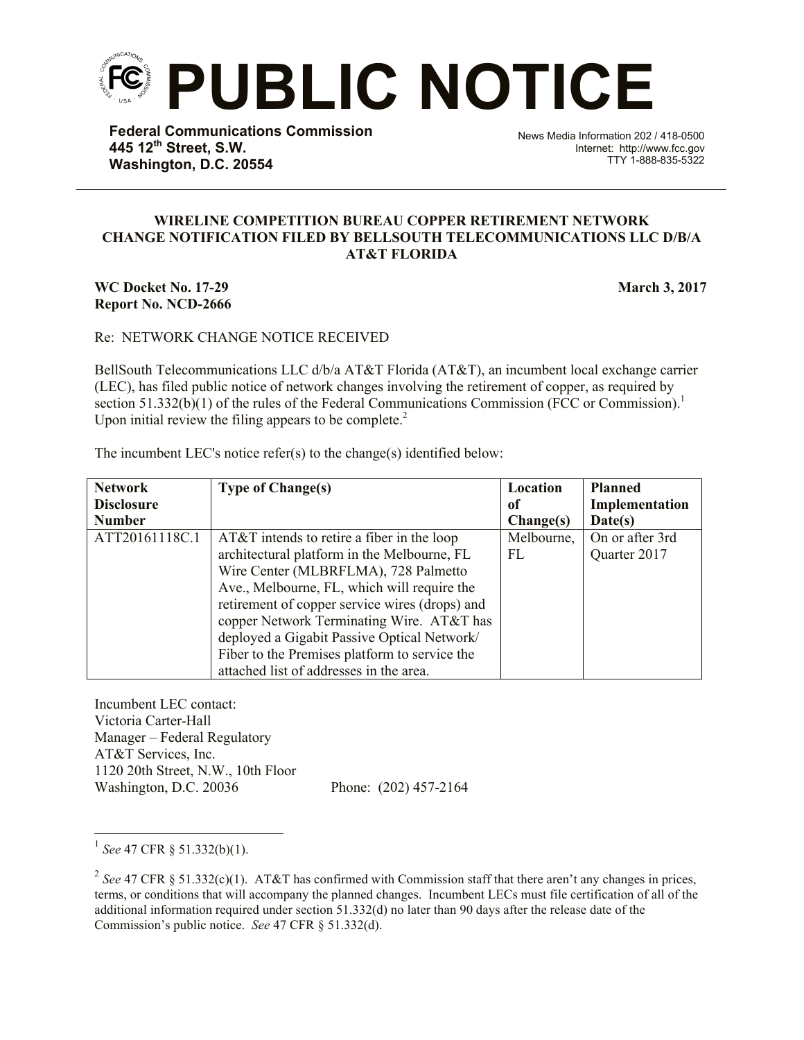# PUBLIC NOTICE

**Federal Communications Commission**
**445 12th Street, S.W.**
**Washington, D.C. 20554**

News Media Information 202 / 418-0500
Internet: http://www.fcc.gov
TTY 1-888-835-5322

---

**WIRELINE COMPETITION BUREAU COPPER RETIREMENT NETWORK CHANGE NOTIFICATION FILED BY BELLSOUTH TELECOMMUNICATIONS LLC D/B/A AT&T FLORIDA**

**WC Docket No. 17-29** **March 3, 2017**
**Report No. NCD-2666**

Re: NETWORK CHANGE NOTICE RECEIVED

BellSouth Telecommunications LLC d/b/a AT&T Florida (AT&T), an incumbent local exchange carrier (LEC), has filed public notice of network changes involving the retirement of copper, as required by section 51.332(b)(1) of the rules of the Federal Communications Commission (FCC or Commission).[1] Upon initial review the filing appears to be complete.[2]

The incumbent LEC's notice refer(s) to the change(s) identified below:

| Network Disclosure Number | Type of Change(s) | Location of Change(s) | Planned Implementation Date(s) |
|---|---|---|---|
| ATT20161118C.1 | AT&T intends to retire a fiber in the loop architectural platform in the Melbourne, FL Wire Center (MLBRFLMA), 728 Palmetto Ave., Melbourne, FL, which will require the retirement of copper service wires (drops) and copper Network Terminating Wire. AT&T has deployed a Gigabit Passive Optical Network/ Fiber to the Premises platform to service the attached list of addresses in the area. | Melbourne, FL | On or after 3rd Quarter 2017 |

Incumbent LEC contact:
Victoria Carter-Hall
Manager – Federal Regulatory
AT&T Services, Inc.
1120 20th Street, N.W., 10th Floor
Washington, D.C. 20036 Phone: (202) 457-2164

---

[1] *See* 47 CFR § 51.332(b)(1).

[2] *See* 47 CFR § 51.332(c)(1). AT&T has confirmed with Commission staff that there aren't any changes in prices, terms, or conditions that will accompany the planned changes. Incumbent LECs must file certification of all of the additional information required under section 51.332(d) no later than 90 days after the release date of the Commission's public notice. *See* 47 CFR § 51.332(d).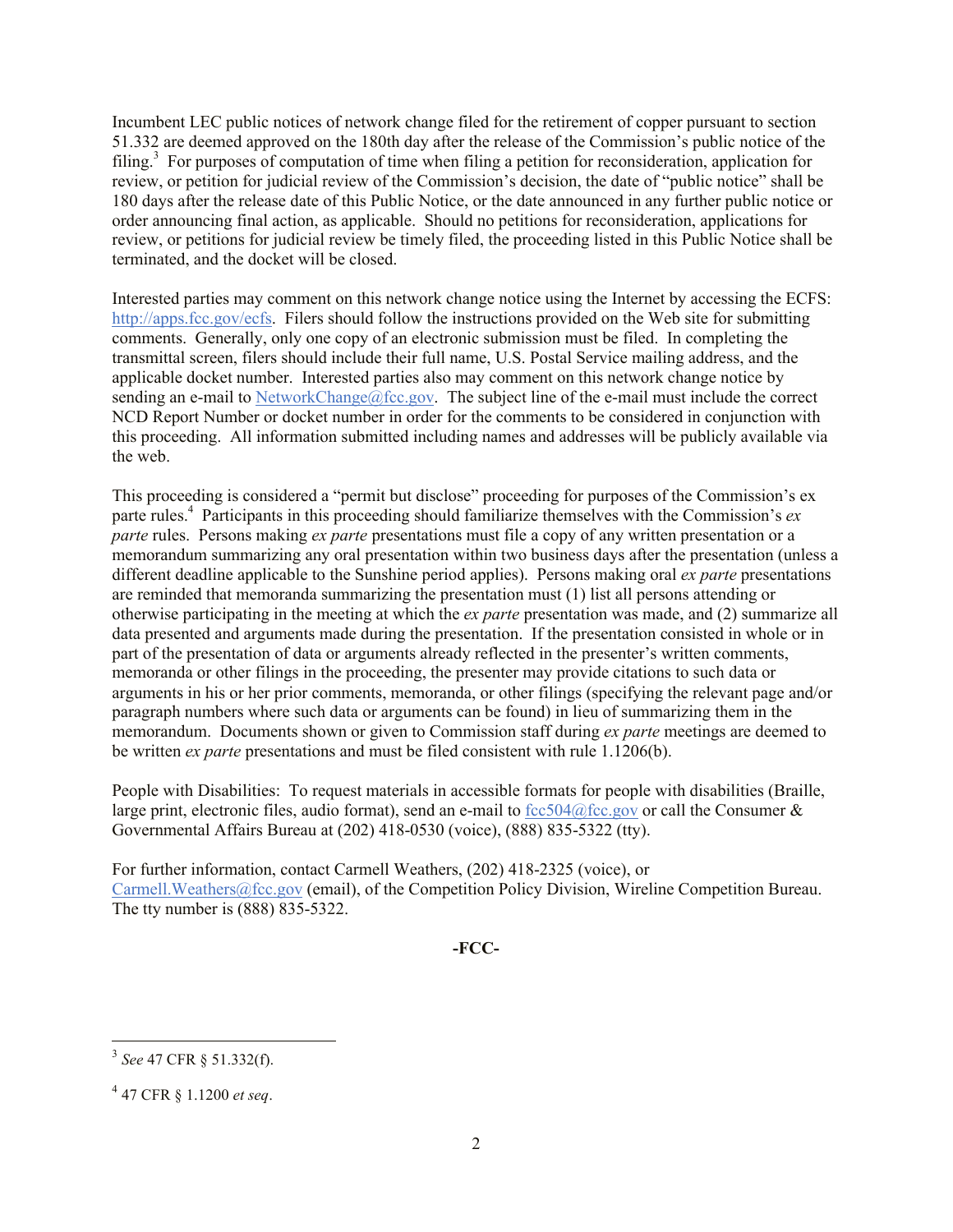Incumbent LEC public notices of network change filed for the retirement of copper pursuant to section 51.332 are deemed approved on the 180th day after the release of the Commission's public notice of the filing.[3] For purposes of computation of time when filing a petition for reconsideration, application for review, or petition for judicial review of the Commission's decision, the date of "public notice" shall be 180 days after the release date of this Public Notice, or the date announced in any further public notice or order announcing final action, as applicable. Should no petitions for reconsideration, applications for review, or petitions for judicial review be timely filed, the proceeding listed in this Public Notice shall be terminated, and the docket will be closed.

Interested parties may comment on this network change notice using the Internet by accessing the ECFS: http://apps.fcc.gov/ecfs. Filers should follow the instructions provided on the Web site for submitting comments. Generally, only one copy of an electronic submission must be filed. In completing the transmittal screen, filers should include their full name, U.S. Postal Service mailing address, and the applicable docket number. Interested parties also may comment on this network change notice by sending an e-mail to NetworkChange@fcc.gov. The subject line of the e-mail must include the correct NCD Report Number or docket number in order for the comments to be considered in conjunction with this proceeding. All information submitted including names and addresses will be publicly available via the web.

This proceeding is considered a "permit but disclose" proceeding for purposes of the Commission's ex parte rules.[4] Participants in this proceeding should familiarize themselves with the Commission's *ex parte* rules. Persons making *ex parte* presentations must file a copy of any written presentation or a memorandum summarizing any oral presentation within two business days after the presentation (unless a different deadline applicable to the Sunshine period applies). Persons making oral *ex parte* presentations are reminded that memoranda summarizing the presentation must (1) list all persons attending or otherwise participating in the meeting at which the *ex parte* presentation was made, and (2) summarize all data presented and arguments made during the presentation. If the presentation consisted in whole or in part of the presentation of data or arguments already reflected in the presenter's written comments, memoranda or other filings in the proceeding, the presenter may provide citations to such data or arguments in his or her prior comments, memoranda, or other filings (specifying the relevant page and/or paragraph numbers where such data or arguments can be found) in lieu of summarizing them in the memorandum. Documents shown or given to Commission staff during *ex parte* meetings are deemed to be written *ex parte* presentations and must be filed consistent with rule 1.1206(b).

People with Disabilities: To request materials in accessible formats for people with disabilities (Braille, large print, electronic files, audio format), send an e-mail to fcc504@fcc.gov or call the Consumer & Governmental Affairs Bureau at (202) 418-0530 (voice), (888) 835-5322 (tty).

For further information, contact Carmell Weathers, (202) 418-2325 (voice), or Carmell.Weathers@fcc.gov (email), of the Competition Policy Division, Wireline Competition Bureau. The tty number is (888) 835-5322.

**-FCC-**

---

[3] *See* 47 CFR § 51.332(f).

[4] 47 CFR § 1.1200 *et seq*.